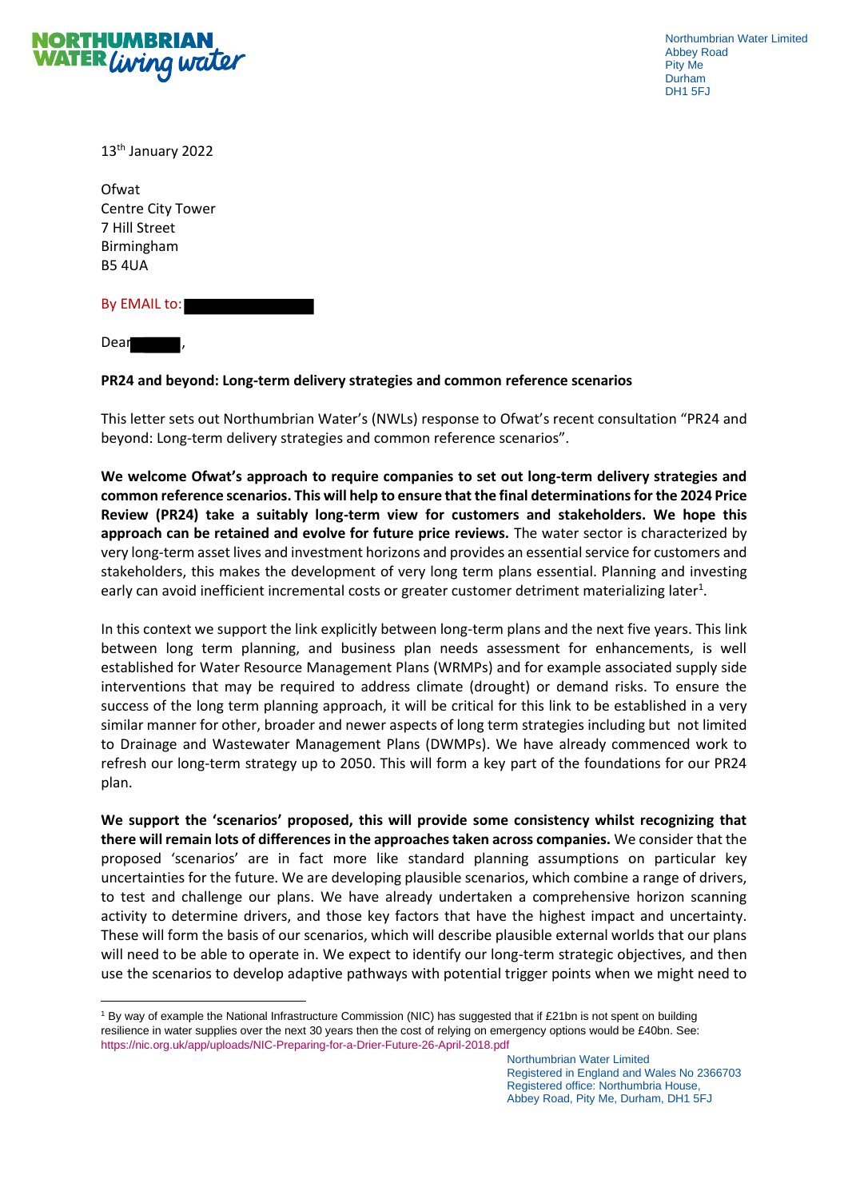Northumbrian Water Limited
Abbey Road
Pity Me
Durham
DH1 5FJ

13th January 2022

Ofwat
Centre City Tower
7 Hill Street
Birmingham
B5 4UA

By EMAIL to:

Dear ,

**PR24 and beyond: Long-term delivery strategies and common reference scenarios**

This letter sets out Northumbrian Water's (NWLs) response to Ofwat's recent consultation "PR24 and beyond: Long-term delivery strategies and common reference scenarios".

**We welcome Ofwat's approach to require companies to set out long-term delivery strategies and common reference scenarios. This will help to ensure that the final determinations for the 2024 Price Review (PR24) take a suitably long-term view for customers and stakeholders. We hope this approach can be retained and evolve for future price reviews.** The water sector is characterized by very long-term asset lives and investment horizons and provides an essential service for customers and stakeholders, this makes the development of very long term plans essential. Planning and investing early can avoid inefficient incremental costs or greater customer detriment materializing later[1].

In this context we support the link explicitly between long-term plans and the next five years. This link between long term planning, and business plan needs assessment for enhancements, is well established for Water Resource Management Plans (WRMPs) and for example associated supply side interventions that may be required to address climate (drought) or demand risks. To ensure the success of the long term planning approach, it will be critical for this link to be established in a very similar manner for other, broader and newer aspects of long term strategies including but not limited to Drainage and Wastewater Management Plans (DWMPs). We have already commenced work to refresh our long-term strategy up to 2050. This will form a key part of the foundations for our PR24 plan.

**We support the 'scenarios' proposed, this will provide some consistency whilst recognizing that there will remain lots of differences in the approaches taken across companies.** We consider that the proposed 'scenarios' are in fact more like standard planning assumptions on particular key uncertainties for the future. We are developing plausible scenarios, which combine a range of drivers, to test and challenge our plans. We have already undertaken a comprehensive horizon scanning activity to determine drivers, and those key factors that have the highest impact and uncertainty. These will form the basis of our scenarios, which will describe plausible external worlds that our plans will need to be able to operate in. We expect to identify our long-term strategic objectives, and then use the scenarios to develop adaptive pathways with potential trigger points when we might need to

[1] By way of example the National Infrastructure Commission (NIC) has suggested that if £21bn is not spent on building resilience in water supplies over the next 30 years then the cost of relying on emergency options would be £40bn. See: https://nic.org.uk/app/uploads/NIC-Preparing-for-a-Drier-Future-26-April-2018.pdf

Northumbrian Water Limited
Registered in England and Wales No 2366703
Registered office: Northumbria House, Abbey Road, Pity Me, Durham, DH1 5FJ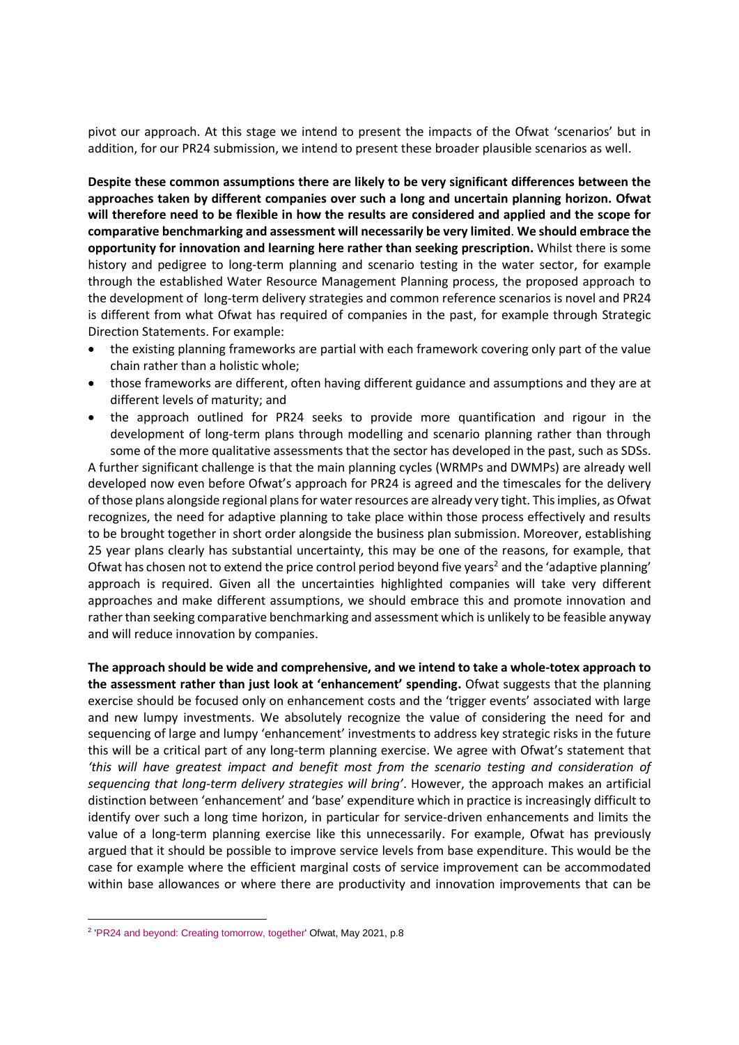pivot our approach. At this stage we intend to present the impacts of the Ofwat 'scenarios' but in addition, for our PR24 submission, we intend to present these broader plausible scenarios as well.

**Despite these common assumptions there are likely to be very significant differences between the approaches taken by different companies over such a long and uncertain planning horizon. Ofwat will therefore need to be flexible in how the results are considered and applied and the scope for comparative benchmarking and assessment will necessarily be very limited**. **We should embrace the opportunity for innovation and learning here rather than seeking prescription.** Whilst there is some history and pedigree to long-term planning and scenario testing in the water sector, for example through the established Water Resource Management Planning process, the proposed approach to the development of long-term delivery strategies and common reference scenarios is novel and PR24 is different from what Ofwat has required of companies in the past, for example through Strategic Direction Statements. For example:

- the existing planning frameworks are partial with each framework covering only part of the value chain rather than a holistic whole;
- those frameworks are different, often having different guidance and assumptions and they are at different levels of maturity; and
- the approach outlined for PR24 seeks to provide more quantification and rigour in the development of long-term plans through modelling and scenario planning rather than through some of the more qualitative assessments that the sector has developed in the past, such as SDSs.

A further significant challenge is that the main planning cycles (WRMPs and DWMPs) are already well developed now even before Ofwat's approach for PR24 is agreed and the timescales for the delivery of those plans alongside regional plans for water resources are already very tight. This implies, as Ofwat recognizes, the need for adaptive planning to take place within those process effectively and results to be brought together in short order alongside the business plan submission. Moreover, establishing 25 year plans clearly has substantial uncertainty, this may be one of the reasons, for example, that Ofwat has chosen not to extend the price control period beyond five years[2] and the 'adaptive planning' approach is required. Given all the uncertainties highlighted companies will take very different approaches and make different assumptions, we should embrace this and promote innovation and rather than seeking comparative benchmarking and assessment which is unlikely to be feasible anyway and will reduce innovation by companies.

**The approach should be wide and comprehensive, and we intend to take a whole-totex approach to the assessment rather than just look at 'enhancement' spending.** Ofwat suggests that the planning exercise should be focused only on enhancement costs and the 'trigger events' associated with large and new lumpy investments. We absolutely recognize the value of considering the need for and sequencing of large and lumpy 'enhancement' investments to address key strategic risks in the future this will be a critical part of any long-term planning exercise. We agree with Ofwat's statement that *'this will have greatest impact and benefit most from the scenario testing and consideration of sequencing that long-term delivery strategies will bring'*. However, the approach makes an artificial distinction between 'enhancement' and 'base' expenditure which in practice is increasingly difficult to identify over such a long time horizon, in particular for service-driven enhancements and limits the value of a long-term planning exercise like this unnecessarily. For example, Ofwat has previously argued that it should be possible to improve service levels from base expenditure. This would be the case for example where the efficient marginal costs of service improvement can be accommodated within base allowances or where there are productivity and innovation improvements that can be

[2] 'PR24 and beyond: Creating tomorrow, together' Ofwat, May 2021, p.8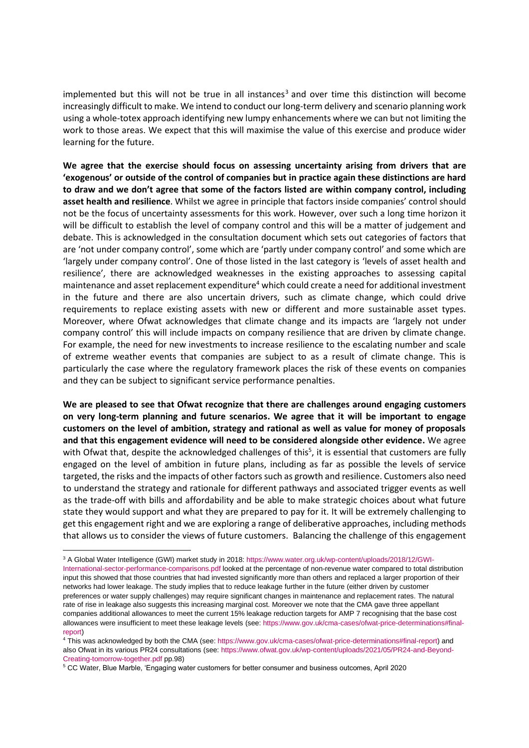implemented but this will not be true in all instances[3] and over time this distinction will become increasingly difficult to make. We intend to conduct our long-term delivery and scenario planning work using a whole-totex approach identifying new lumpy enhancements where we can but not limiting the work to those areas. We expect that this will maximise the value of this exercise and produce wider learning for the future.

**We agree that the exercise should focus on assessing uncertainty arising from drivers that are 'exogenous' or outside of the control of companies but in practice again these distinctions are hard to draw and we don't agree that some of the factors listed are within company control, including asset health and resilience**. Whilst we agree in principle that factors inside companies' control should not be the focus of uncertainty assessments for this work. However, over such a long time horizon it will be difficult to establish the level of company control and this will be a matter of judgement and debate. This is acknowledged in the consultation document which sets out categories of factors that are 'not under company control', some which are 'partly under company control' and some which are 'largely under company control'. One of those listed in the last category is 'levels of asset health and resilience', there are acknowledged weaknesses in the existing approaches to assessing capital maintenance and asset replacement expenditure[4] which could create a need for additional investment in the future and there are also uncertain drivers, such as climate change, which could drive requirements to replace existing assets with new or different and more sustainable asset types. Moreover, where Ofwat acknowledges that climate change and its impacts are 'largely not under company control' this will include impacts on company resilience that are driven by climate change. For example, the need for new investments to increase resilience to the escalating number and scale of extreme weather events that companies are subject to as a result of climate change. This is particularly the case where the regulatory framework places the risk of these events on companies and they can be subject to significant service performance penalties.

**We are pleased to see that Ofwat recognize that there are challenges around engaging customers on very long-term planning and future scenarios. We agree that it will be important to engage customers on the level of ambition, strategy and rational as well as value for money of proposals and that this engagement evidence will need to be considered alongside other evidence.** We agree with Ofwat that, despite the acknowledged challenges of this[5], it is essential that customers are fully engaged on the level of ambition in future plans, including as far as possible the levels of service targeted, the risks and the impacts of other factors such as growth and resilience. Customers also need to understand the strategy and rationale for different pathways and associated trigger events as well as the trade-off with bills and affordability and be able to make strategic choices about what future state they would support and what they are prepared to pay for it. It will be extremely challenging to get this engagement right and we are exploring a range of deliberative approaches, including methods that allows us to consider the views of future customers. Balancing the challenge of this engagement

---

[3] A Global Water Intelligence (GWI) market study in 2018: https://www.water.org.uk/wp-content/uploads/2018/12/GWI-International-sector-performance-comparisons.pdf looked at the percentage of non-revenue water compared to total distribution input this showed that those countries that had invested significantly more than others and replaced a larger proportion of their networks had lower leakage. The study implies that to reduce leakage further in the future (either driven by customer preferences or water supply challenges) may require significant changes in maintenance and replacement rates. The natural rate of rise in leakage also suggests this increasing marginal cost. Moreover we note that the CMA gave three appellant companies additional allowances to meet the current 15% leakage reduction targets for AMP 7 recognising that the base cost allowances were insufficient to meet these leakage levels (see: https://www.gov.uk/cma-cases/ofwat-price-determinations#final-report)

[4] This was acknowledged by both the CMA (see: https://www.gov.uk/cma-cases/ofwat-price-determinations#final-report) and also Ofwat in its various PR24 consultations (see: https://www.ofwat.gov.uk/wp-content/uploads/2021/05/PR24-and-Beyond-Creating-tomorrow-together.pdf pp.98)

[5] CC Water, Blue Marble, 'Engaging water customers for better consumer and business outcomes, April 2020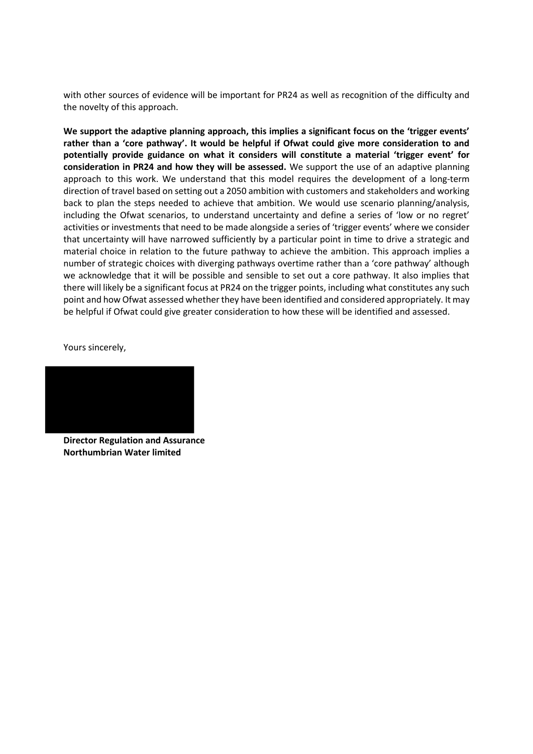with other sources of evidence will be important for PR24 as well as recognition of the difficulty and the novelty of this approach.

**We support the adaptive planning approach, this implies a significant focus on the 'trigger events' rather than a 'core pathway'. It would be helpful if Ofwat could give more consideration to and potentially provide guidance on what it considers will constitute a material 'trigger event' for consideration in PR24 and how they will be assessed.** We support the use of an adaptive planning approach to this work. We understand that this model requires the development of a long-term direction of travel based on setting out a 2050 ambition with customers and stakeholders and working back to plan the steps needed to achieve that ambition. We would use scenario planning/analysis, including the Ofwat scenarios, to understand uncertainty and define a series of 'low or no regret' activities or investments that need to be made alongside a series of 'trigger events' where we consider that uncertainty will have narrowed sufficiently by a particular point in time to drive a strategic and material choice in relation to the future pathway to achieve the ambition. This approach implies a number of strategic choices with diverging pathways overtime rather than a 'core pathway' although we acknowledge that it will be possible and sensible to set out a core pathway. It also implies that there will likely be a significant focus at PR24 on the trigger points, including what constitutes any such point and how Ofwat assessed whether they have been identified and considered appropriately. It may be helpful if Ofwat could give greater consideration to how these will be identified and assessed.

Yours sincerely,

**Director Regulation and Assurance**
**Northumbrian Water limited**